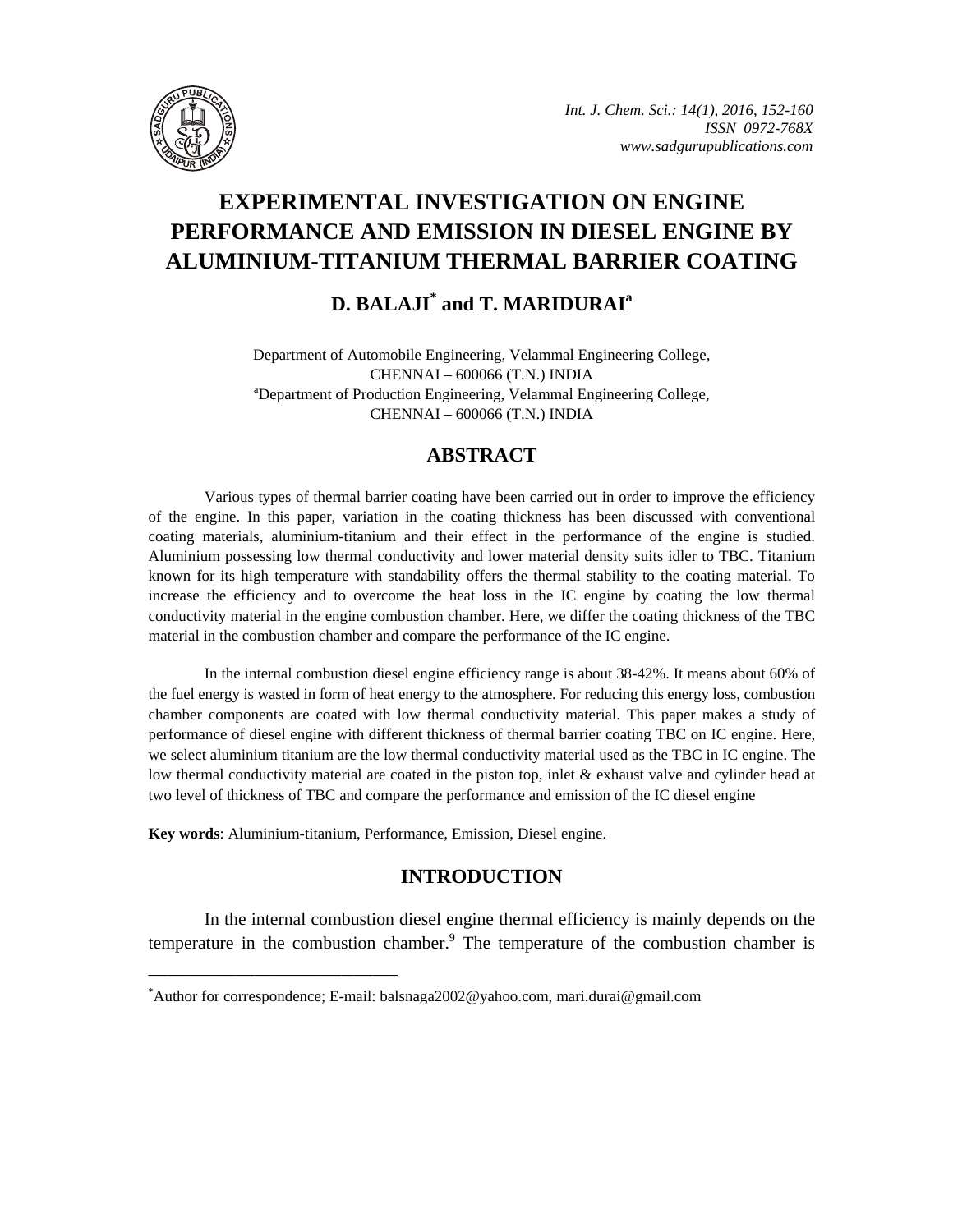# EXPERIMENTAL INVESTIGATION ON ENGINE PERFORMANCE AND EMISSION IN DIESEL ENGINE BY ALUMINIUM-TITANIUM THERMAL BARRIER COATING

**D. BALAJI[*] and T. MARIDURAI[a]**

Department of Automobile Engineering, Velammal Engineering College, CHENNAI – 600066 (T.N.) INDIA
[a]Department of Production Engineering, Velammal Engineering College, CHENNAI – 600066 (T.N.) INDIA

## ABSTRACT

Various types of thermal barrier coating have been carried out in order to improve the efficiency of the engine. In this paper, variation in the coating thickness has been discussed with conventional coating materials, aluminium-titanium and their effect in the performance of the engine is studied. Aluminium possessing low thermal conductivity and lower material density suits idler to TBC. Titanium known for its high temperature with standability offers the thermal stability to the coating material. To increase the efficiency and to overcome the heat loss in the IC engine by coating the low thermal conductivity material in the engine combustion chamber. Here, we differ the coating thickness of the TBC material in the combustion chamber and compare the performance of the IC engine.

In the internal combustion diesel engine efficiency range is about 38-42%. It means about 60% of the fuel energy is wasted in form of heat energy to the atmosphere. For reducing this energy loss, combustion chamber components are coated with low thermal conductivity material. This paper makes a study of performance of diesel engine with different thickness of thermal barrier coating TBC on IC engine. Here, we select aluminium titanium are the low thermal conductivity material used as the TBC in IC engine. The low thermal conductivity material are coated in the piston top, inlet & exhaust valve and cylinder head at two level of thickness of TBC and compare the performance and emission of the IC diesel engine

**Key words**: Aluminium-titanium, Performance, Emission, Diesel engine.

## INTRODUCTION

In the internal combustion diesel engine thermal efficiency is mainly depends on the temperature in the combustion chamber.[9] The temperature of the combustion chamber is

---

[*]Author for correspondence; E-mail: balsnaga2002@yahoo.com, mari.durai@gmail.com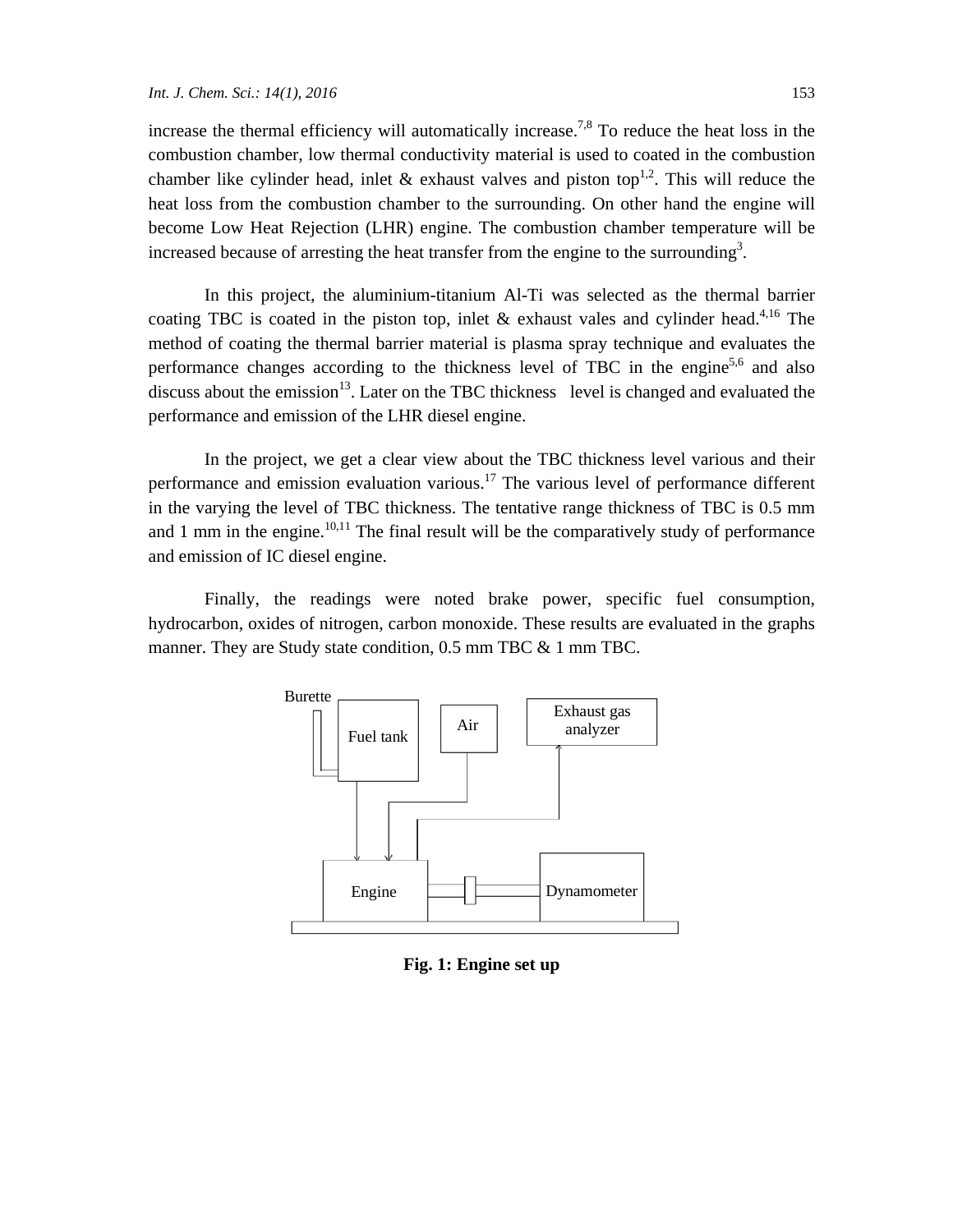increase the thermal efficiency will automatically increase.[7,8] To reduce the heat loss in the combustion chamber, low thermal conductivity material is used to coated in the combustion chamber like cylinder head, inlet & exhaust valves and piston top[1,2]. This will reduce the heat loss from the combustion chamber to the surrounding. On other hand the engine will become Low Heat Rejection (LHR) engine. The combustion chamber temperature will be increased because of arresting the heat transfer from the engine to the surrounding[3].

In this project, the aluminium-titanium Al-Ti was selected as the thermal barrier coating TBC is coated in the piston top, inlet & exhaust vales and cylinder head.[4,16] The method of coating the thermal barrier material is plasma spray technique and evaluates the performance changes according to the thickness level of TBC in the engine[5,6] and also discuss about the emission[13]. Later on the TBC thickness level is changed and evaluated the performance and emission of the LHR diesel engine.

In the project, we get a clear view about the TBC thickness level various and their performance and emission evaluation various.[17] The various level of performance different in the varying the level of TBC thickness. The tentative range thickness of TBC is 0.5 mm and 1 mm in the engine.[10,11] The final result will be the comparatively study of performance and emission of IC diesel engine.

Finally, the readings were noted brake power, specific fuel consumption, hydrocarbon, oxides of nitrogen, carbon monoxide. These results are evaluated in the graphs manner. They are Study state condition, 0.5 mm TBC & 1 mm TBC.

Burette

Fuel tank

Air

Exhaust gas analyzer

Engine

Dynamometer

**Fig. 1: Engine set up**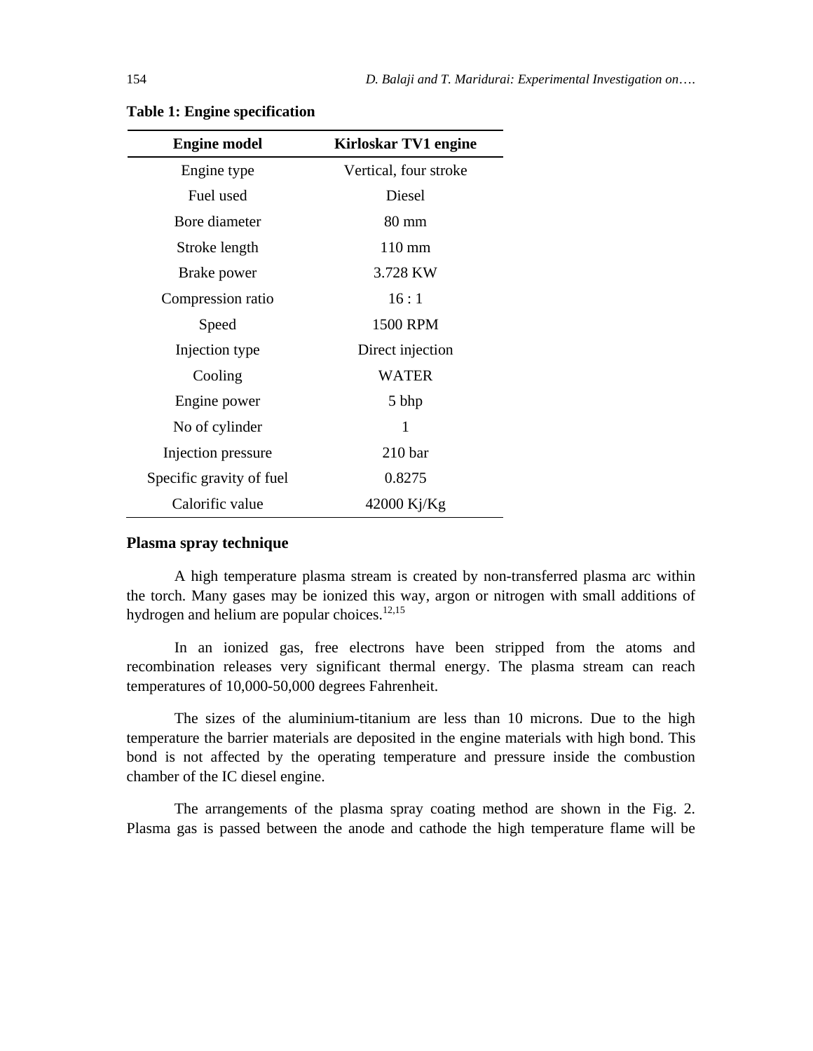**Table 1: Engine specification**

| Engine model | Kirloskar TV1 engine |
|---|---|
| Engine type | Vertical, four stroke |
| Fuel used | Diesel |
| Bore diameter | 80 mm |
| Stroke length | 110 mm |
| Brake power | 3.728 KW |
| Compression ratio | 16 : 1 |
| Speed | 1500 RPM |
| Injection type | Direct injection |
| Cooling | WATER |
| Engine power | 5 bhp |
| No of cylinder | 1 |
| Injection pressure | 210 bar |
| Specific gravity of fuel | 0.8275 |
| Calorific value | 42000 Kj/Kg |

## Plasma spray technique

A high temperature plasma stream is created by non-transferred plasma arc within the torch. Many gases may be ionized this way, argon or nitrogen with small additions of hydrogen and helium are popular choices.[12,15]

In an ionized gas, free electrons have been stripped from the atoms and recombination releases very significant thermal energy. The plasma stream can reach temperatures of 10,000-50,000 degrees Fahrenheit.

The sizes of the aluminium-titanium are less than 10 microns. Due to the high temperature the barrier materials are deposited in the engine materials with high bond. This bond is not affected by the operating temperature and pressure inside the combustion chamber of the IC diesel engine.

The arrangements of the plasma spray coating method are shown in the Fig. 2. Plasma gas is passed between the anode and cathode the high temperature flame will be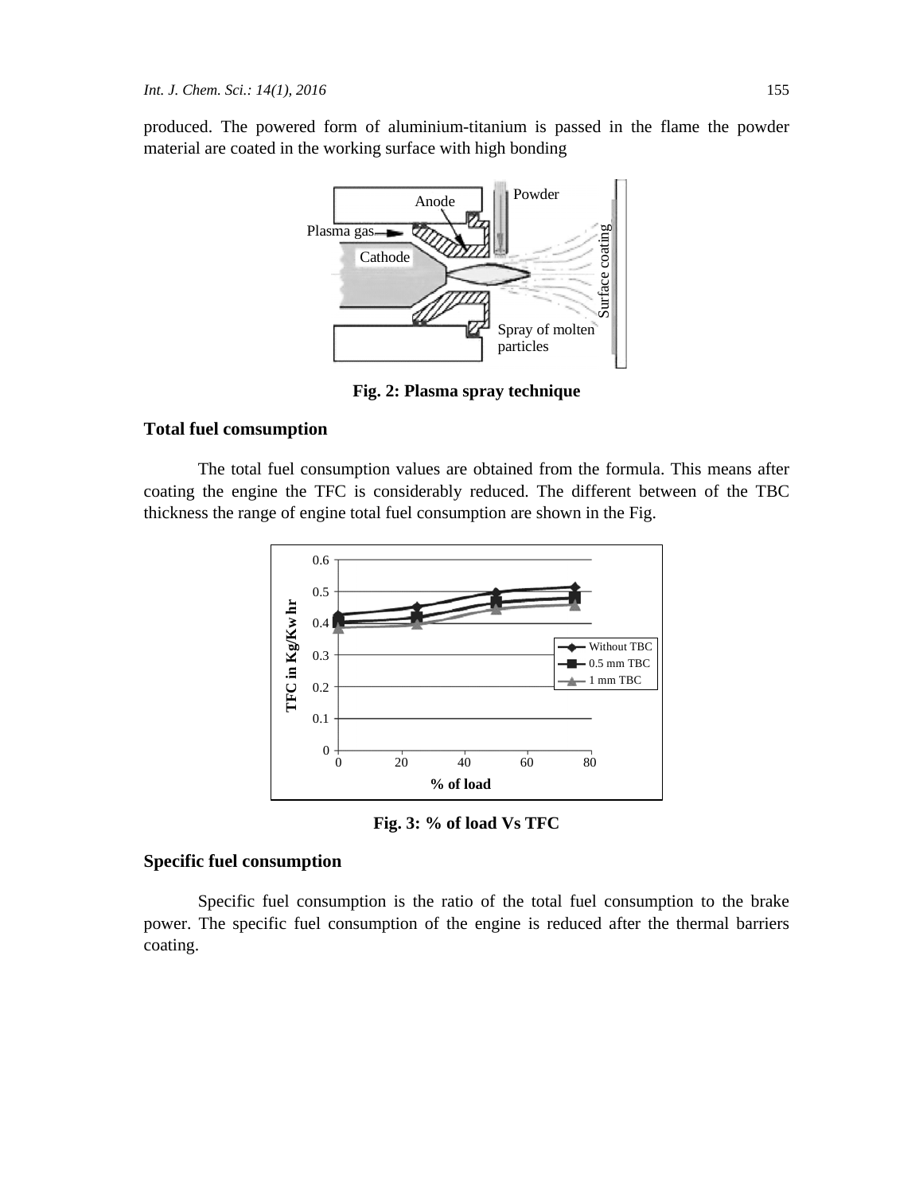produced. The powered form of aluminium-titanium is passed in the flame the powder material are coated in the working surface with high bonding

**Fig. 2: Plasma spray technique**

### Total fuel comsumption

The total fuel consumption values are obtained from the formula. This means after coating the engine the TFC is considerably reduced. The different between of the TBC thickness the range of engine total fuel consumption are shown in the Fig.

**Fig. 3: % of load Vs TFC**

### Specific fuel consumption

Specific fuel consumption is the ratio of the total fuel consumption to the brake power. The specific fuel consumption of the engine is reduced after the thermal barriers coating.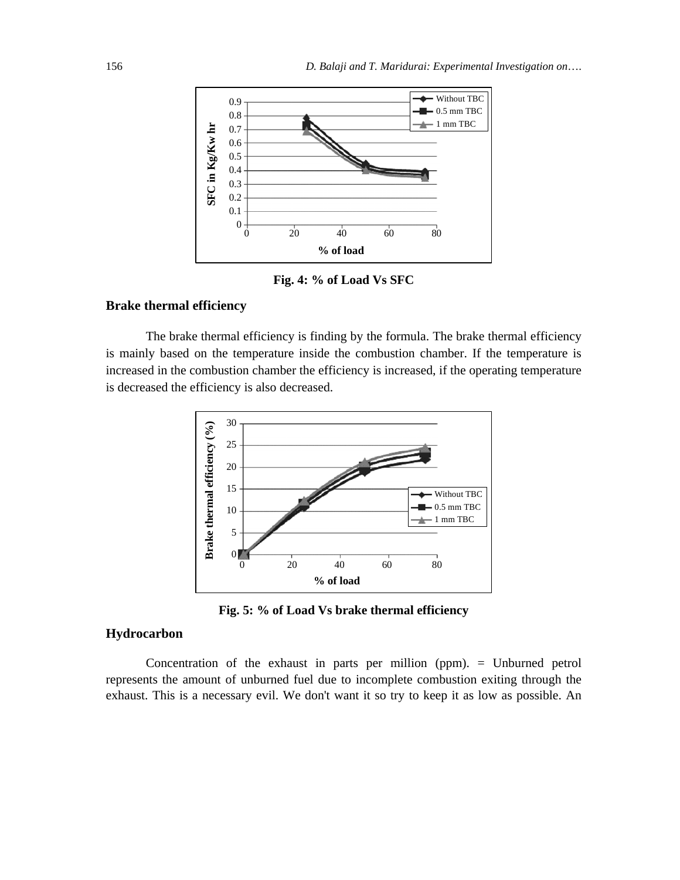Fig. 4: % of Load Vs SFC

## Brake thermal efficiency

The brake thermal efficiency is finding by the formula. The brake thermal efficiency is mainly based on the temperature inside the combustion chamber. If the temperature is increased in the combustion chamber the efficiency is increased, if the operating temperature is decreased the efficiency is also decreased.

Fig. 5: % of Load Vs brake thermal efficiency

## Hydrocarbon

Concentration of the exhaust in parts per million (ppm). = Unburned petrol represents the amount of unburned fuel due to incomplete combustion exiting through the exhaust. This is a necessary evil. We don't want it so try to keep it as low as possible. An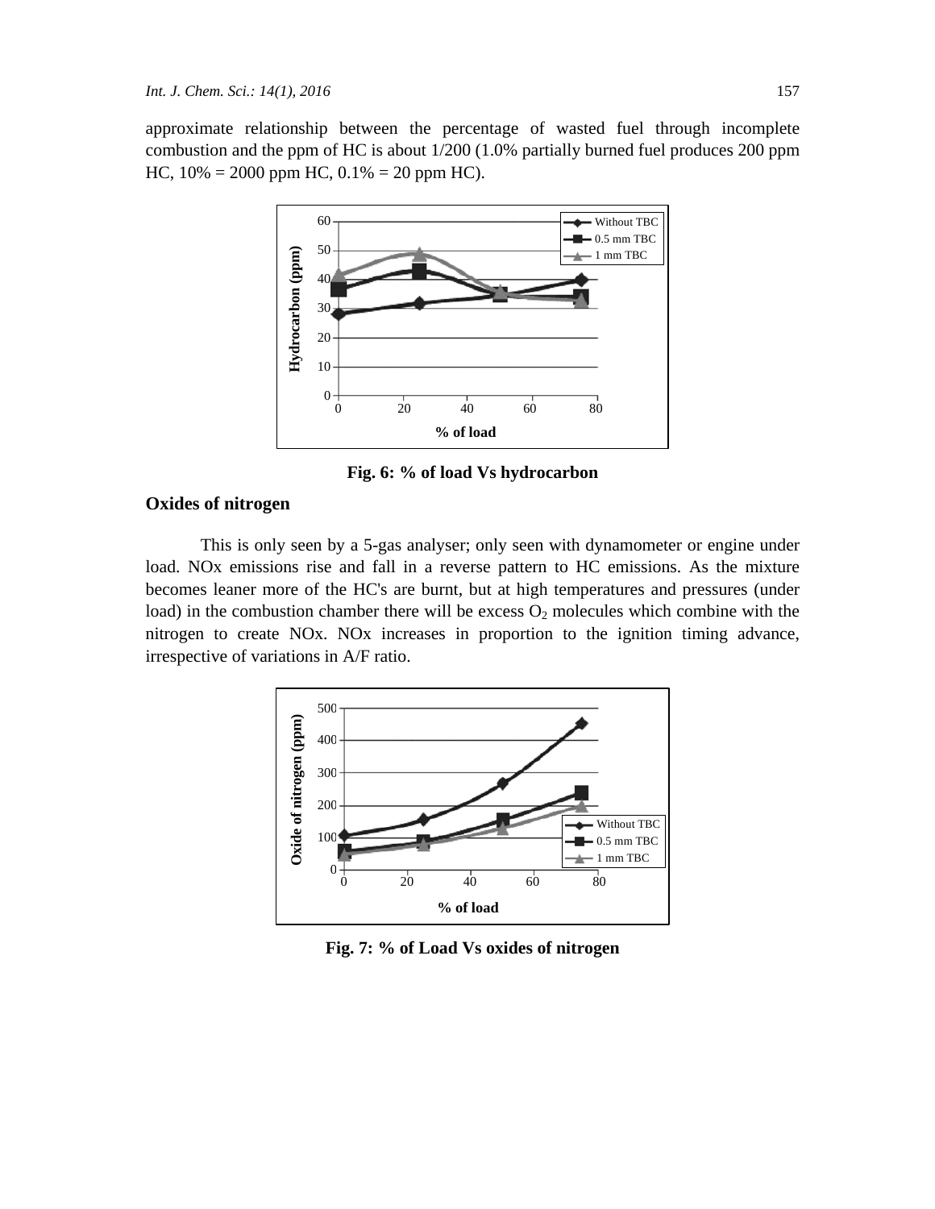approximate relationship between the percentage of wasted fuel through incomplete combustion and the ppm of HC is about 1/200 (1.0% partially burned fuel produces 200 ppm HC, 10% = 2000 ppm HC, 0.1% = 20 ppm HC).

**Fig. 6: % of load Vs hydrocarbon**

## Oxides of nitrogen

This is only seen by a 5-gas analyser; only seen with dynamometer or engine under load. NOx emissions rise and fall in a reverse pattern to HC emissions. As the mixture becomes leaner more of the HC's are burnt, but at high temperatures and pressures (under load) in the combustion chamber there will be excess $O_2$ molecules which combine with the nitrogen to create NOx. NOx increases in proportion to the ignition timing advance, irrespective of variations in A/F ratio.

**Fig. 7: % of Load Vs oxides of nitrogen**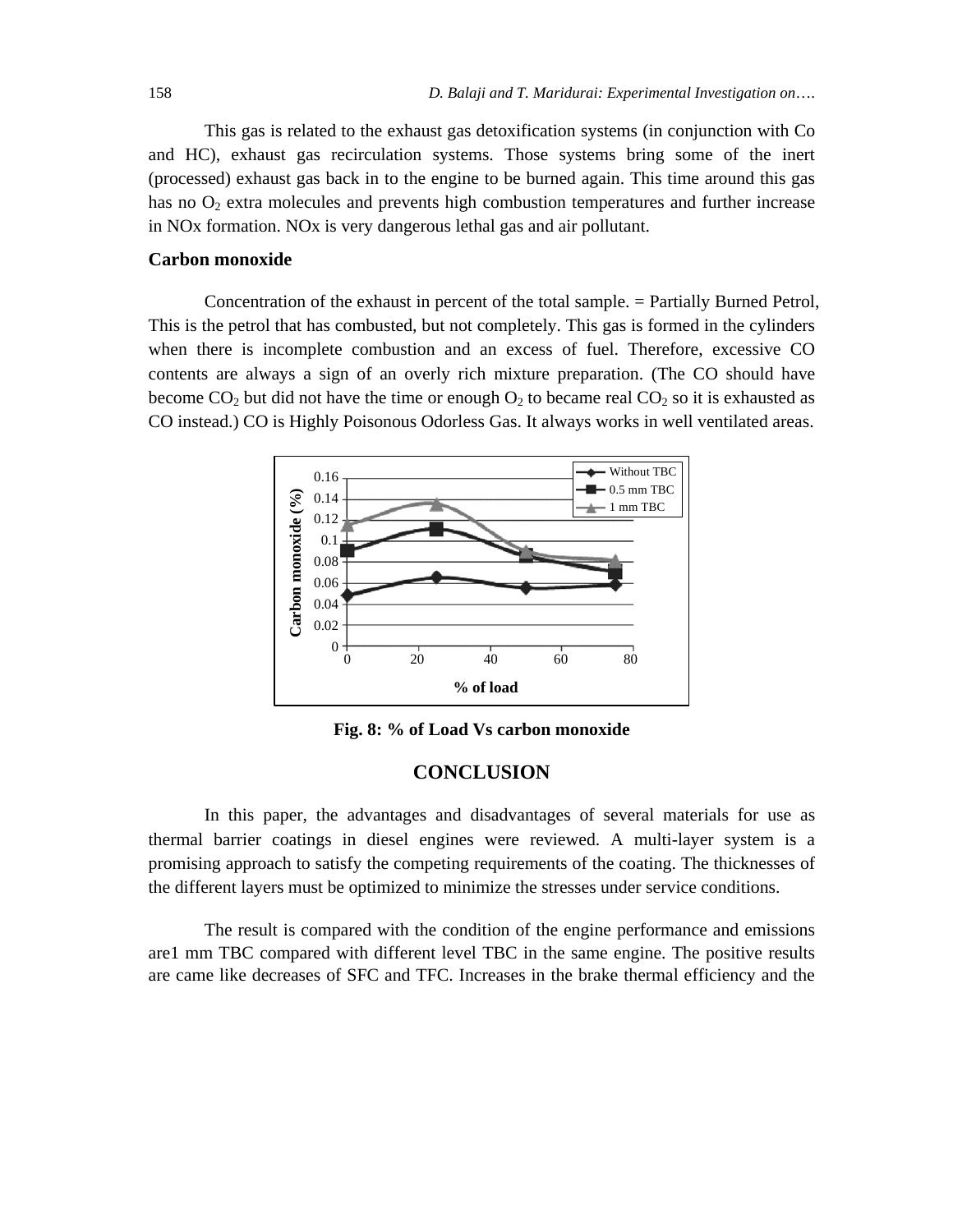This gas is related to the exhaust gas detoxification systems (in conjunction with Co and HC), exhaust gas recirculation systems. Those systems bring some of the inert (processed) exhaust gas back in to the engine to be burned again. This time around this gas has no $O_2$ extra molecules and prevents high combustion temperatures and further increase in NOx formation. NOx is very dangerous lethal gas and air pollutant.

### Carbon monoxide

Concentration of the exhaust in percent of the total sample. = Partially Burned Petrol, This is the petrol that has combusted, but not completely. This gas is formed in the cylinders when there is incomplete combustion and an excess of fuel. Therefore, excessive CO contents are always a sign of an overly rich mixture preparation. (The CO should have become $CO_2$ but did not have the time or enough $O_2$ to became real $CO_2$ so it is exhausted as CO instead.) CO is Highly Poisonous Odorless Gas. It always works in well ventilated areas.

**Fig. 8: % of Load Vs carbon monoxide**

## CONCLUSION

In this paper, the advantages and disadvantages of several materials for use as thermal barrier coatings in diesel engines were reviewed. A multi-layer system is a promising approach to satisfy the competing requirements of the coating. The thicknesses of the different layers must be optimized to minimize the stresses under service conditions.

The result is compared with the condition of the engine performance and emissions are1 mm TBC compared with different level TBC in the same engine. The positive results are came like decreases of SFC and TFC. Increases in the brake thermal efficiency and the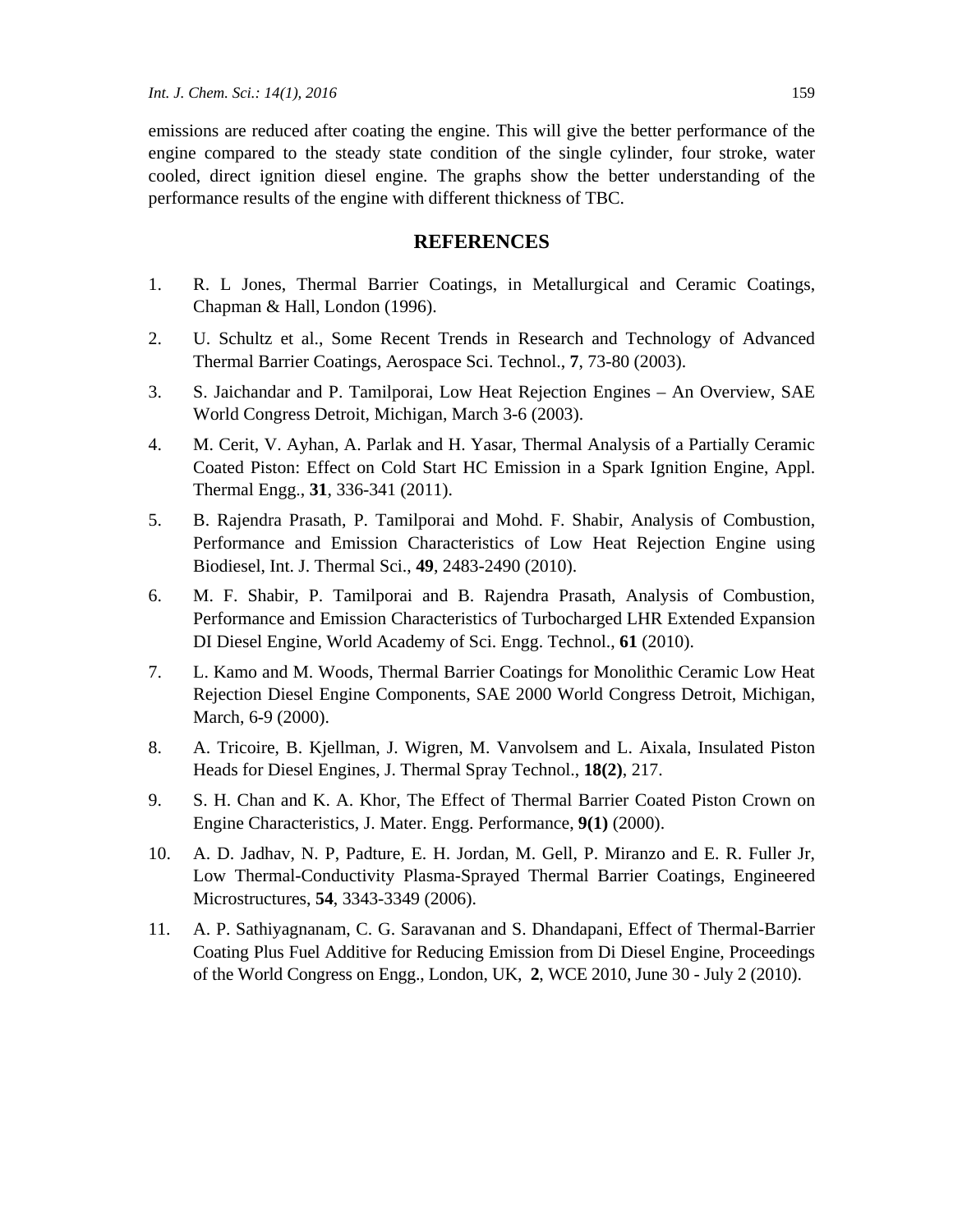emissions are reduced after coating the engine. This will give the better performance of the engine compared to the steady state condition of the single cylinder, four stroke, water cooled, direct ignition diesel engine. The graphs show the better understanding of the performance results of the engine with different thickness of TBC.

## REFERENCES

1. R. L Jones, Thermal Barrier Coatings, in Metallurgical and Ceramic Coatings, Chapman & Hall, London (1996).
2. U. Schultz et al., Some Recent Trends in Research and Technology of Advanced Thermal Barrier Coatings, Aerospace Sci. Technol., **7**, 73-80 (2003).
3. S. Jaichandar and P. Tamilporai, Low Heat Rejection Engines – An Overview, SAE World Congress Detroit, Michigan, March 3-6 (2003).
4. M. Cerit, V. Ayhan, A. Parlak and H. Yasar, Thermal Analysis of a Partially Ceramic Coated Piston: Effect on Cold Start HC Emission in a Spark Ignition Engine, Appl. Thermal Engg., **31**, 336-341 (2011).
5. B. Rajendra Prasath, P. Tamilporai and Mohd. F. Shabir, Analysis of Combustion, Performance and Emission Characteristics of Low Heat Rejection Engine using Biodiesel, Int. J. Thermal Sci., **49**, 2483-2490 (2010).
6. M. F. Shabir, P. Tamilporai and B. Rajendra Prasath, Analysis of Combustion, Performance and Emission Characteristics of Turbocharged LHR Extended Expansion DI Diesel Engine, World Academy of Sci. Engg. Technol., **61** (2010).
7. L. Kamo and M. Woods, Thermal Barrier Coatings for Monolithic Ceramic Low Heat Rejection Diesel Engine Components, SAE 2000 World Congress Detroit, Michigan, March, 6-9 (2000).
8. A. Tricoire, B. Kjellman, J. Wigren, M. Vanvolsem and L. Aixala, Insulated Piston Heads for Diesel Engines, J. Thermal Spray Technol., **18(2)**, 217.
9. S. H. Chan and K. A. Khor, The Effect of Thermal Barrier Coated Piston Crown on Engine Characteristics, J. Mater. Engg. Performance, **9(1)** (2000).
10. A. D. Jadhav, N. P, Padture, E. H. Jordan, M. Gell, P. Miranzo and E. R. Fuller Jr, Low Thermal-Conductivity Plasma-Sprayed Thermal Barrier Coatings, Engineered Microstructures, **54**, 3343-3349 (2006).
11. A. P. Sathiyagnanam, C. G. Saravanan and S. Dhandapani, Effect of Thermal-Barrier Coating Plus Fuel Additive for Reducing Emission from Di Diesel Engine, Proceedings of the World Congress on Engg., London, UK, **2**, WCE 2010, June 30 - July 2 (2010).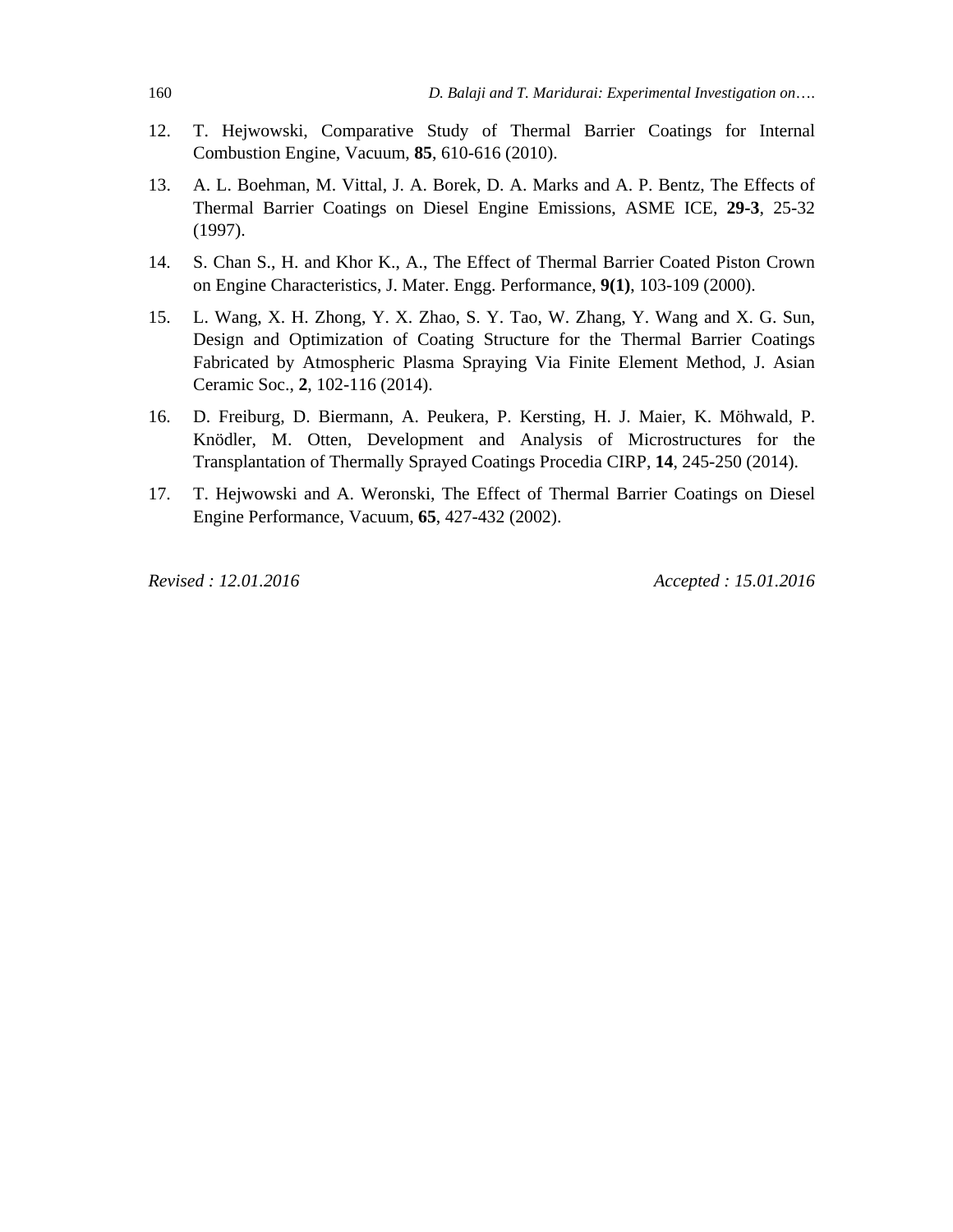12. T. Hejwowski, Comparative Study of Thermal Barrier Coatings for Internal Combustion Engine, Vacuum, **85**, 610-616 (2010).

13. A. L. Boehman, M. Vittal, J. A. Borek, D. A. Marks and A. P. Bentz, The Effects of Thermal Barrier Coatings on Diesel Engine Emissions, ASME ICE, **29-3**, 25-32 (1997).

14. S. Chan S., H. and Khor K., A., The Effect of Thermal Barrier Coated Piston Crown on Engine Characteristics, J. Mater. Engg. Performance, **9(1)**, 103-109 (2000).

15. L. Wang, X. H. Zhong, Y. X. Zhao, S. Y. Tao, W. Zhang, Y. Wang and X. G. Sun, Design and Optimization of Coating Structure for the Thermal Barrier Coatings Fabricated by Atmospheric Plasma Spraying Via Finite Element Method, J. Asian Ceramic Soc., **2**, 102-116 (2014).

16. D. Freiburg, D. Biermann, A. Peukera, P. Kersting, H. J. Maier, K. Möhwald, P. Knödler, M. Otten, Development and Analysis of Microstructures for the Transplantation of Thermally Sprayed Coatings Procedia CIRP, **14**, 245-250 (2014).

17. T. Hejwowski and A. Weronski, The Effect of Thermal Barrier Coatings on Diesel Engine Performance, Vacuum, **65**, 427-432 (2002).

*Revised : 12.01.2016* *Accepted : 15.01.2016*